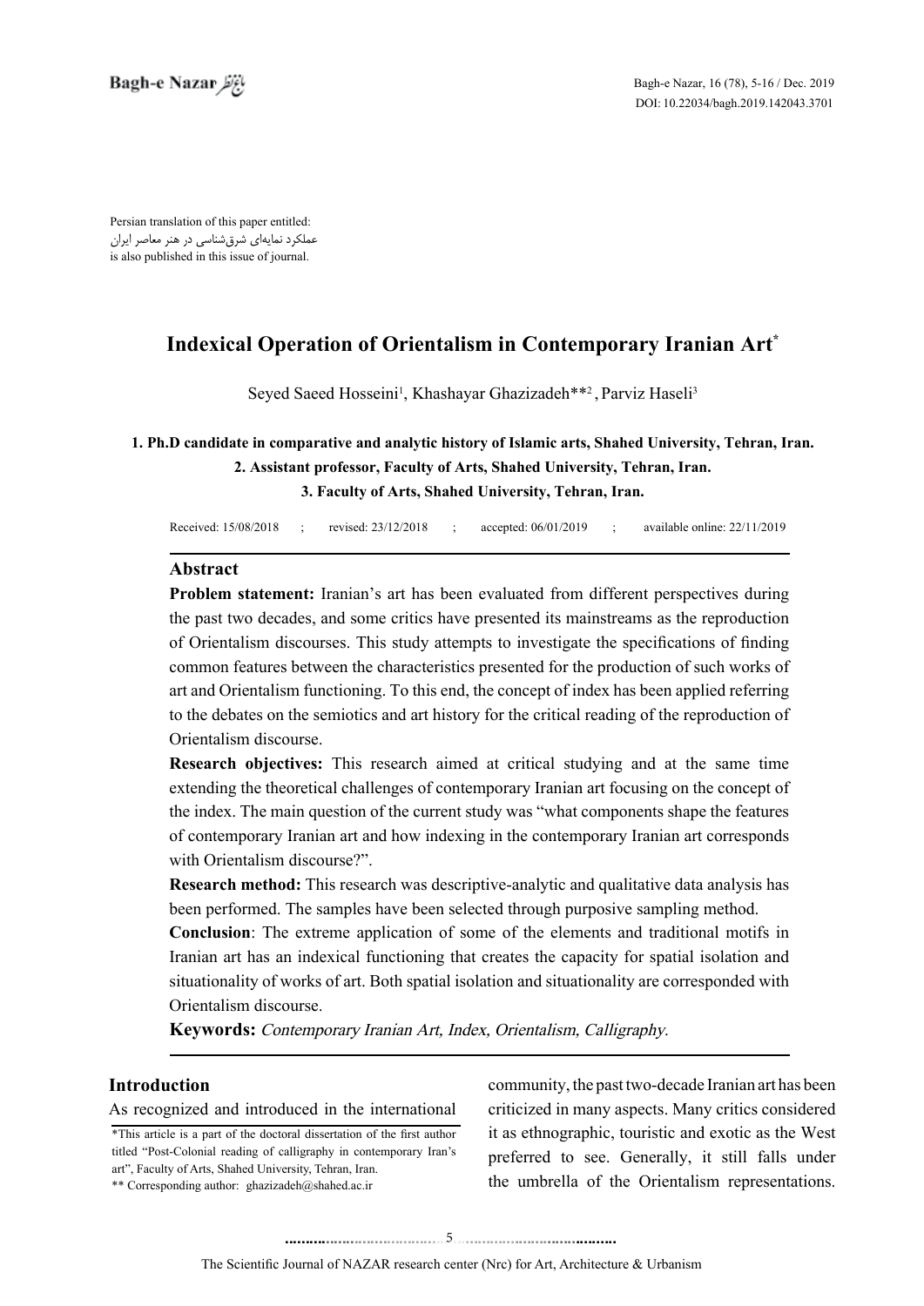Persian translation of this paper entitled:
عملکرد نمایه‌ای شرق‌شناسی در هنر معاصر ایران
is also published in this issue of journal.

# Indexical Operation of Orientalism in Contemporary Iranian Art*

Seyed Saeed Hosseini[1], Khashayar Ghazizadeh**[2], Parviz Haseli[3]

**1. Ph.D candidate in comparative and analytic history of Islamic arts, Shahed University, Tehran, Iran.**
**2. Assistant professor, Faculty of Arts, Shahed University, Tehran, Iran.**
**3. Faculty of Arts, Shahed University, Tehran, Iran.**

Received: 15/08/2018 ; revised: 23/12/2018 ; accepted: 06/01/2019 ; available online: 22/11/2019

## Abstract

**Problem statement:** Iranian's art has been evaluated from different perspectives during the past two decades, and some critics have presented its mainstreams as the reproduction of Orientalism discourses. This study attempts to investigate the specifications of finding common features between the characteristics presented for the production of such works of art and Orientalism functioning. To this end, the concept of index has been applied referring to the debates on the semiotics and art history for the critical reading of the reproduction of Orientalism discourse.

**Research objectives:** This research aimed at critical studying and at the same time extending the theoretical challenges of contemporary Iranian art focusing on the concept of the index. The main question of the current study was "what components shape the features of contemporary Iranian art and how indexing in the contemporary Iranian art corresponds with Orientalism discourse?".

**Research method:** This research was descriptive-analytic and qualitative data analysis has been performed. The samples have been selected through purposive sampling method.

**Conclusion**: The extreme application of some of the elements and traditional motifs in Iranian art has an indexical functioning that creates the capacity for spatial isolation and situationality of works of art. Both spatial isolation and situationality are corresponded with Orientalism discourse.

**Keywords:** *Contemporary Iranian Art, Index, Orientalism, Calligraphy.*

## Introduction

As recognized and introduced in the international community, the past two-decade Iranian art has been criticized in many aspects. Many critics considered it as ethnographic, touristic and exotic as the West preferred to see. Generally, it still falls under the umbrella of the Orientalism representations.

*This article is a part of the doctoral dissertation of the first author titled "Post-Colonial reading of calligraphy in contemporary Iran's art", Faculty of Arts, Shahed University, Tehran, Iran.

** Corresponding author: ghazizadeh@shahed.ac.ir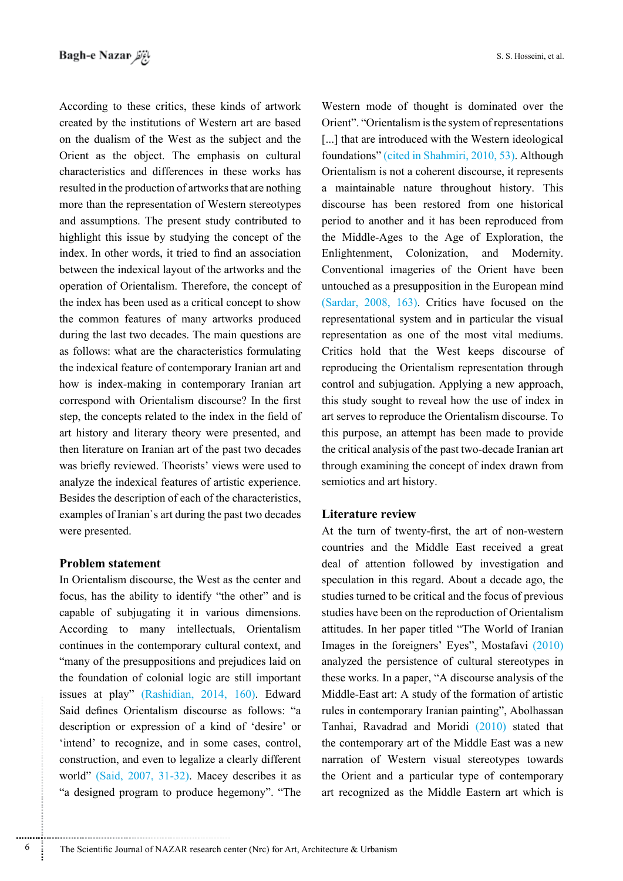According to these critics, these kinds of artwork created by the institutions of Western art are based on the dualism of the West as the subject and the Orient as the object. The emphasis on cultural characteristics and differences in these works has resulted in the production of artworks that are nothing more than the representation of Western stereotypes and assumptions. The present study contributed to highlight this issue by studying the concept of the index. In other words, it tried to find an association between the indexical layout of the artworks and the operation of Orientalism. Therefore, the concept of the index has been used as a critical concept to show the common features of many artworks produced during the last two decades. The main questions are as follows: what are the characteristics formulating the indexical feature of contemporary Iranian art and how is index-making in contemporary Iranian art correspond with Orientalism discourse? In the first step, the concepts related to the index in the field of art history and literary theory were presented, and then literature on Iranian art of the past two decades was briefly reviewed. Theorists' views were used to analyze the indexical features of artistic experience. Besides the description of each of the characteristics, examples of Iranian`s art during the past two decades were presented.

## Problem statement

In Orientalism discourse, the West as the center and focus, has the ability to identify "the other" and is capable of subjugating it in various dimensions. According to many intellectuals, Orientalism continues in the contemporary cultural context, and "many of the presuppositions and prejudices laid on the foundation of colonial logic are still important issues at play" (Rashidian, 2014, 160). Edward Said defines Orientalism discourse as follows: "a description or expression of a kind of 'desire' or 'intend' to recognize, and in some cases, control, construction, and even to legalize a clearly different world" (Said, 2007, 31-32). Macey describes it as "a designed program to produce hegemony". "The Western mode of thought is dominated over the Orient". "Orientalism is the system of representations [...] that are introduced with the Western ideological foundations" (cited in Shahmiri, 2010, 53). Although Orientalism is not a coherent discourse, it represents a maintainable nature throughout history. This discourse has been restored from one historical period to another and it has been reproduced from the Middle-Ages to the Age of Exploration, the Enlightenment, Colonization, and Modernity. Conventional imageries of the Orient have been untouched as a presupposition in the European mind (Sardar, 2008, 163). Critics have focused on the representational system and in particular the visual representation as one of the most vital mediums. Critics hold that the West keeps discourse of reproducing the Orientalism representation through control and subjugation. Applying a new approach, this study sought to reveal how the use of index in art serves to reproduce the Orientalism discourse. To this purpose, an attempt has been made to provide the critical analysis of the past two-decade Iranian art through examining the concept of index drawn from semiotics and art history.

## Literature review

At the turn of twenty-first, the art of non-western countries and the Middle East received a great deal of attention followed by investigation and speculation in this regard. About a decade ago, the studies turned to be critical and the focus of previous studies have been on the reproduction of Orientalism attitudes. In her paper titled "The World of Iranian Images in the foreigners' Eyes", Mostafavi (2010) analyzed the persistence of cultural stereotypes in these works. In a paper, "A discourse analysis of the Middle-East art: A study of the formation of artistic rules in contemporary Iranian painting", Abolhassan Tanhai, Ravadrad and Moridi (2010) stated that the contemporary art of the Middle East was a new narration of Western visual stereotypes towards the Orient and a particular type of contemporary art recognized as the Middle Eastern art which is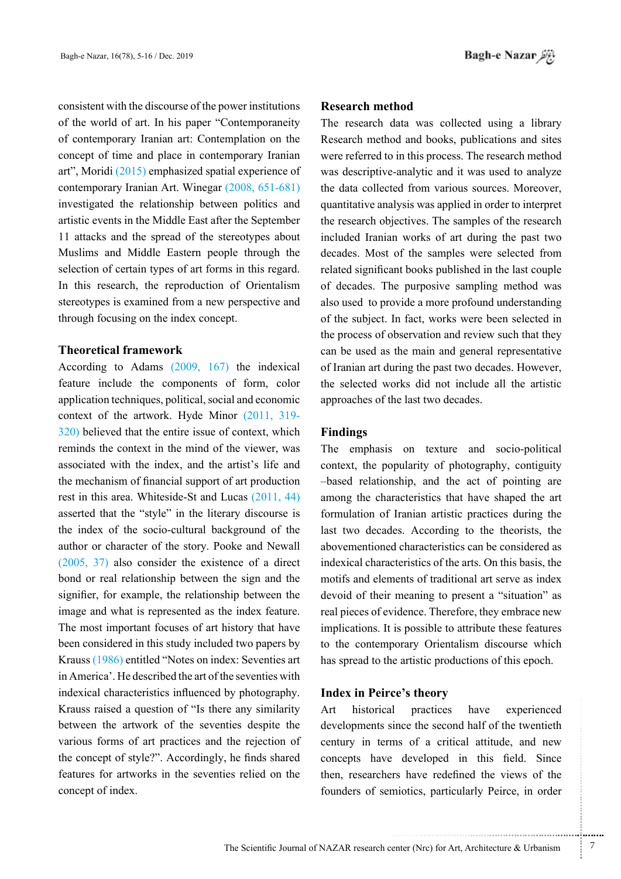consistent with the discourse of the power institutions of the world of art. In his paper "Contemporaneity of contemporary Iranian art: Contemplation on the concept of time and place in contemporary Iranian art", Moridi (2015) emphasized spatial experience of contemporary Iranian Art. Winegar (2008, 651-681) investigated the relationship between politics and artistic events in the Middle East after the September 11 attacks and the spread of the stereotypes about Muslims and Middle Eastern people through the selection of certain types of art forms in this regard. In this research, the reproduction of Orientalism stereotypes is examined from a new perspective and through focusing on the index concept.

## Theoretical framework

According to Adams (2009, 167) the indexical feature include the components of form, color application techniques, political, social and economic context of the artwork. Hyde Minor (2011, 319-320) believed that the entire issue of context, which reminds the context in the mind of the viewer, was associated with the index, and the artist's life and the mechanism of financial support of art production rest in this area. Whiteside-St and Lucas (2011, 44) asserted that the "style" in the literary discourse is the index of the socio-cultural background of the author or character of the story. Pooke and Newall (2005, 37) also consider the existence of a direct bond or real relationship between the sign and the signifier, for example, the relationship between the image and what is represented as the index feature. The most important focuses of art history that have been considered in this study included two papers by Krauss (1986) entitled "Notes on index: Seventies art in America'. He described the art of the seventies with indexical characteristics influenced by photography. Krauss raised a question of "Is there any similarity between the artwork of the seventies despite the various forms of art practices and the rejection of the concept of style?". Accordingly, he finds shared features for artworks in the seventies relied on the concept of index.

## Research method

The research data was collected using a library Research method and books, publications and sites were referred to in this process. The research method was descriptive-analytic and it was used to analyze the data collected from various sources. Moreover, quantitative analysis was applied in order to interpret the research objectives. The samples of the research included Iranian works of art during the past two decades. Most of the samples were selected from related significant books published in the last couple of decades. The purposive sampling method was also used to provide a more profound understanding of the subject. In fact, works were been selected in the process of observation and review such that they can be used as the main and general representative of Iranian art during the past two decades. However, the selected works did not include all the artistic approaches of the last two decades.

## Findings

The emphasis on texture and socio-political context, the popularity of photography, contiguity –based relationship, and the act of pointing are among the characteristics that have shaped the art formulation of Iranian artistic practices during the last two decades. According to the theorists, the abovementioned characteristics can be considered as indexical characteristics of the arts. On this basis, the motifs and elements of traditional art serve as index devoid of their meaning to present a "situation" as real pieces of evidence. Therefore, they embrace new implications. It is possible to attribute these features to the contemporary Orientalism discourse which has spread to the artistic productions of this epoch.

## Index in Peirce's theory

Art historical practices have experienced developments since the second half of the twentieth century in terms of a critical attitude, and new concepts have developed in this field. Since then, researchers have redefined the views of the founders of semiotics, particularly Peirce, in order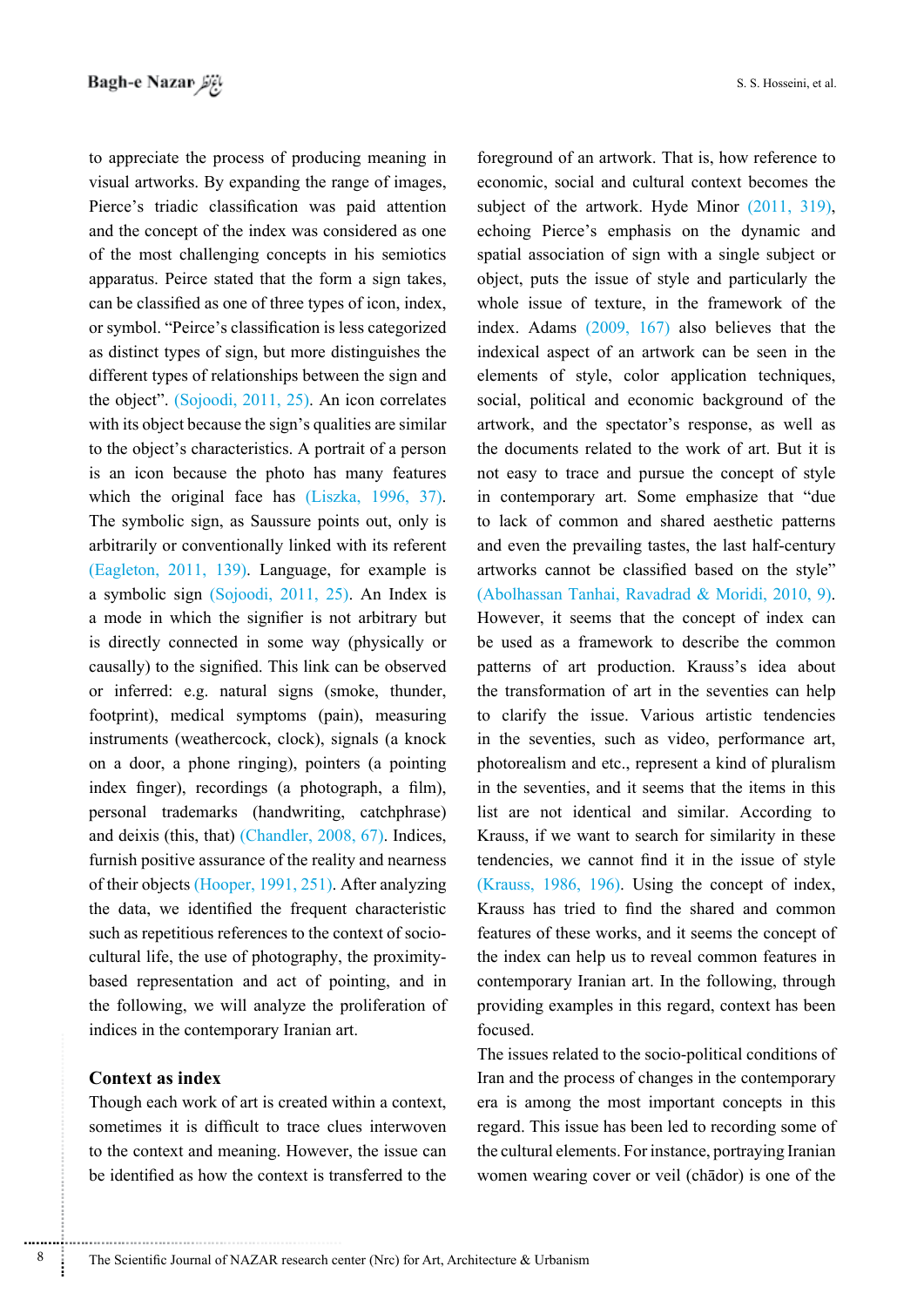to appreciate the process of producing meaning in visual artworks. By expanding the range of images, Pierce's triadic classification was paid attention and the concept of the index was considered as one of the most challenging concepts in his semiotics apparatus. Peirce stated that the form a sign takes, can be classified as one of three types of icon, index, or symbol. "Peirce's classification is less categorized as distinct types of sign, but more distinguishes the different types of relationships between the sign and the object". (Sojoodi, 2011, 25). An icon correlates with its object because the sign's qualities are similar to the object's characteristics. A portrait of a person is an icon because the photo has many features which the original face has (Liszka, 1996, 37). The symbolic sign, as Saussure points out, only is arbitrarily or conventionally linked with its referent (Eagleton, 2011, 139). Language, for example is a symbolic sign (Sojoodi, 2011, 25). An Index is a mode in which the signifier is not arbitrary but is directly connected in some way (physically or causally) to the signified. This link can be observed or inferred: e.g. natural signs (smoke, thunder, footprint), medical symptoms (pain), measuring instruments (weathercock, clock), signals (a knock on a door, a phone ringing), pointers (a pointing index finger), recordings (a photograph, a film), personal trademarks (handwriting, catchphrase) and deixis (this, that) (Chandler, 2008, 67). Indices, furnish positive assurance of the reality and nearness of their objects (Hooper, 1991, 251). After analyzing the data, we identified the frequent characteristic such as repetitious references to the context of socio-cultural life, the use of photography, the proximity-based representation and act of pointing, and in the following, we will analyze the proliferation of indices in the contemporary Iranian art.

## Context as index

Though each work of art is created within a context, sometimes it is difficult to trace clues interwoven to the context and meaning. However, the issue can be identified as how the context is transferred to the foreground of an artwork. That is, how reference to economic, social and cultural context becomes the subject of the artwork. Hyde Minor (2011, 319), echoing Pierce's emphasis on the dynamic and spatial association of sign with a single subject or object, puts the issue of style and particularly the whole issue of texture, in the framework of the index. Adams (2009, 167) also believes that the indexical aspect of an artwork can be seen in the elements of style, color application techniques, social, political and economic background of the artwork, and the spectator's response, as well as the documents related to the work of art. But it is not easy to trace and pursue the concept of style in contemporary art. Some emphasize that "due to lack of common and shared aesthetic patterns and even the prevailing tastes, the last half-century artworks cannot be classified based on the style" (Abolhassan Tanhai, Ravadrad & Moridi, 2010, 9). However, it seems that the concept of index can be used as a framework to describe the common patterns of art production. Krauss's idea about the transformation of art in the seventies can help to clarify the issue. Various artistic tendencies in the seventies, such as video, performance art, photorealism and etc., represent a kind of pluralism in the seventies, and it seems that the items in this list are not identical and similar. According to Krauss, if we want to search for similarity in these tendencies, we cannot find it in the issue of style (Krauss, 1986, 196). Using the concept of index, Krauss has tried to find the shared and common features of these works, and it seems the concept of the index can help us to reveal common features in contemporary Iranian art. In the following, through providing examples in this regard, context has been focused.

The issues related to the socio-political conditions of Iran and the process of changes in the contemporary era is among the most important concepts in this regard. This issue has been led to recording some of the cultural elements. For instance, portraying Iranian women wearing cover or veil (chādor) is one of the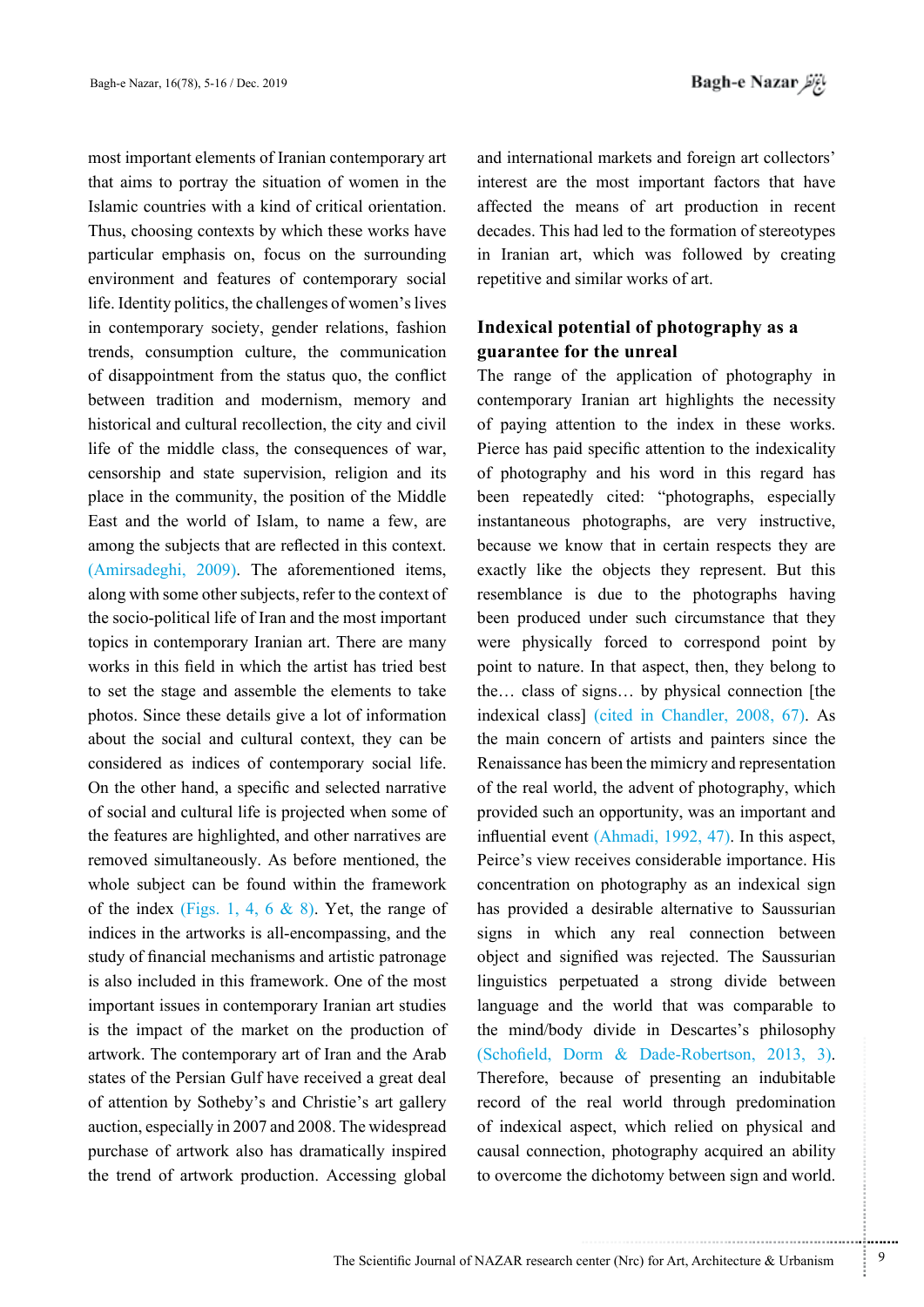most important elements of Iranian contemporary art that aims to portray the situation of women in the Islamic countries with a kind of critical orientation. Thus, choosing contexts by which these works have particular emphasis on, focus on the surrounding environment and features of contemporary social life. Identity politics, the challenges of women's lives in contemporary society, gender relations, fashion trends, consumption culture, the communication of disappointment from the status quo, the conflict between tradition and modernism, memory and historical and cultural recollection, the city and civil life of the middle class, the consequences of war, censorship and state supervision, religion and its place in the community, the position of the Middle East and the world of Islam, to name a few, are among the subjects that are reflected in this context. (Amirsadeghi, 2009). The aforementioned items, along with some other subjects, refer to the context of the socio-political life of Iran and the most important topics in contemporary Iranian art. There are many works in this field in which the artist has tried best to set the stage and assemble the elements to take photos. Since these details give a lot of information about the social and cultural context, they can be considered as indices of contemporary social life. On the other hand, a specific and selected narrative of social and cultural life is projected when some of the features are highlighted, and other narratives are removed simultaneously. As before mentioned, the whole subject can be found within the framework of the index (Figs. 1, 4, 6 & 8). Yet, the range of indices in the artworks is all-encompassing, and the study of financial mechanisms and artistic patronage is also included in this framework. One of the most important issues in contemporary Iranian art studies is the impact of the market on the production of artwork. The contemporary art of Iran and the Arab states of the Persian Gulf have received a great deal of attention by Sotheby's and Christie's art gallery auction, especially in 2007 and 2008. The widespread purchase of artwork also has dramatically inspired the trend of artwork production. Accessing global and international markets and foreign art collectors' interest are the most important factors that have affected the means of art production in recent decades. This had led to the formation of stereotypes in Iranian art, which was followed by creating repetitive and similar works of art.

## Indexical potential of photography as a guarantee for the unreal

The range of the application of photography in contemporary Iranian art highlights the necessity of paying attention to the index in these works. Pierce has paid specific attention to the indexicality of photography and his word in this regard has been repeatedly cited: "photographs, especially instantaneous photographs, are very instructive, because we know that in certain respects they are exactly like the objects they represent. But this resemblance is due to the photographs having been produced under such circumstance that they were physically forced to correspond point by point to nature. In that aspect, then, they belong to the… class of signs… by physical connection [the indexical class] (cited in Chandler, 2008, 67). As the main concern of artists and painters since the Renaissance has been the mimicry and representation of the real world, the advent of photography, which provided such an opportunity, was an important and influential event (Ahmadi, 1992, 47). In this aspect, Peirce's view receives considerable importance. His concentration on photography as an indexical sign has provided a desirable alternative to Saussurian signs in which any real connection between object and signified was rejected. The Saussurian linguistics perpetuated a strong divide between language and the world that was comparable to the mind/body divide in Descartes's philosophy (Schofield, Dorm & Dade-Robertson, 2013, 3). Therefore, because of presenting an indubitable record of the real world through predomination of indexical aspect, which relied on physical and causal connection, photography acquired an ability to overcome the dichotomy between sign and world.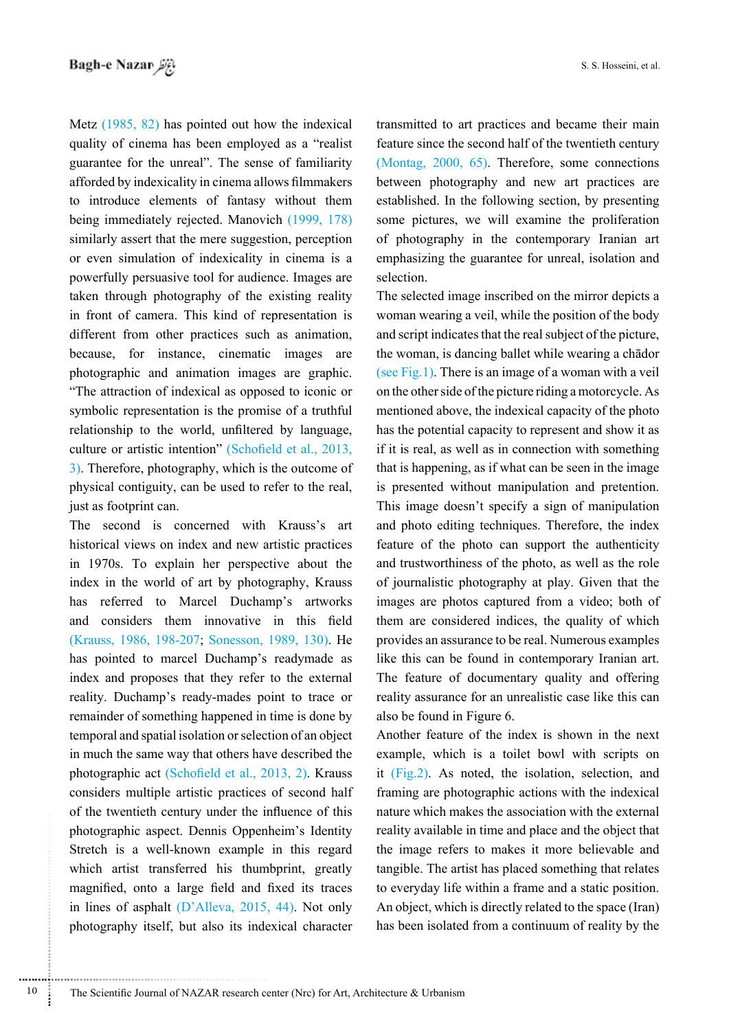Metz (1985, 82) has pointed out how the indexical quality of cinema has been employed as a "realist guarantee for the unreal". The sense of familiarity afforded by indexicality in cinema allows filmmakers to introduce elements of fantasy without them being immediately rejected. Manovich (1999, 178) similarly assert that the mere suggestion, perception or even simulation of indexicality in cinema is a powerfully persuasive tool for audience. Images are taken through photography of the existing reality in front of camera. This kind of representation is different from other practices such as animation, because, for instance, cinematic images are photographic and animation images are graphic. "The attraction of indexical as opposed to iconic or symbolic representation is the promise of a truthful relationship to the world, unfiltered by language, culture or artistic intention" (Schofield et al., 2013, 3). Therefore, photography, which is the outcome of physical contiguity, can be used to refer to the real, just as footprint can.

The second is concerned with Krauss's art historical views on index and new artistic practices in 1970s. To explain her perspective about the index in the world of art by photography, Krauss has referred to Marcel Duchamp's artworks and considers them innovative in this field (Krauss, 1986, 198-207; Sonesson, 1989, 130). He has pointed to marcel Duchamp's readymade as index and proposes that they refer to the external reality. Duchamp's ready-mades point to trace or remainder of something happened in time is done by temporal and spatial isolation or selection of an object in much the same way that others have described the photographic act (Schofield et al., 2013, 2). Krauss considers multiple artistic practices of second half of the twentieth century under the influence of this photographic aspect. Dennis Oppenheim's Identity Stretch is a well-known example in this regard which artist transferred his thumbprint, greatly magnified, onto a large field and fixed its traces in lines of asphalt (D'Alleva, 2015, 44). Not only photography itself, but also its indexical character transmitted to art practices and became their main feature since the second half of the twentieth century (Montag, 2000, 65). Therefore, some connections between photography and new art practices are established. In the following section, by presenting some pictures, we will examine the proliferation of photography in the contemporary Iranian art emphasizing the guarantee for unreal, isolation and selection.

The selected image inscribed on the mirror depicts a woman wearing a veil, while the position of the body and script indicates that the real subject of the picture, the woman, is dancing ballet while wearing a chādor (see Fig.1). There is an image of a woman with a veil on the other side of the picture riding a motorcycle. As mentioned above, the indexical capacity of the photo has the potential capacity to represent and show it as if it is real, as well as in connection with something that is happening, as if what can be seen in the image is presented without manipulation and pretention. This image doesn't specify a sign of manipulation and photo editing techniques. Therefore, the index feature of the photo can support the authenticity and trustworthiness of the photo, as well as the role of journalistic photography at play. Given that the images are photos captured from a video; both of them are considered indices, the quality of which provides an assurance to be real. Numerous examples like this can be found in contemporary Iranian art. The feature of documentary quality and offering reality assurance for an unrealistic case like this can also be found in Figure 6.

Another feature of the index is shown in the next example, which is a toilet bowl with scripts on it (Fig.2). As noted, the isolation, selection, and framing are photographic actions with the indexical nature which makes the association with the external reality available in time and place and the object that the image refers to makes it more believable and tangible. The artist has placed something that relates to everyday life within a frame and a static position. An object, which is directly related to the space (Iran) has been isolated from a continuum of reality by the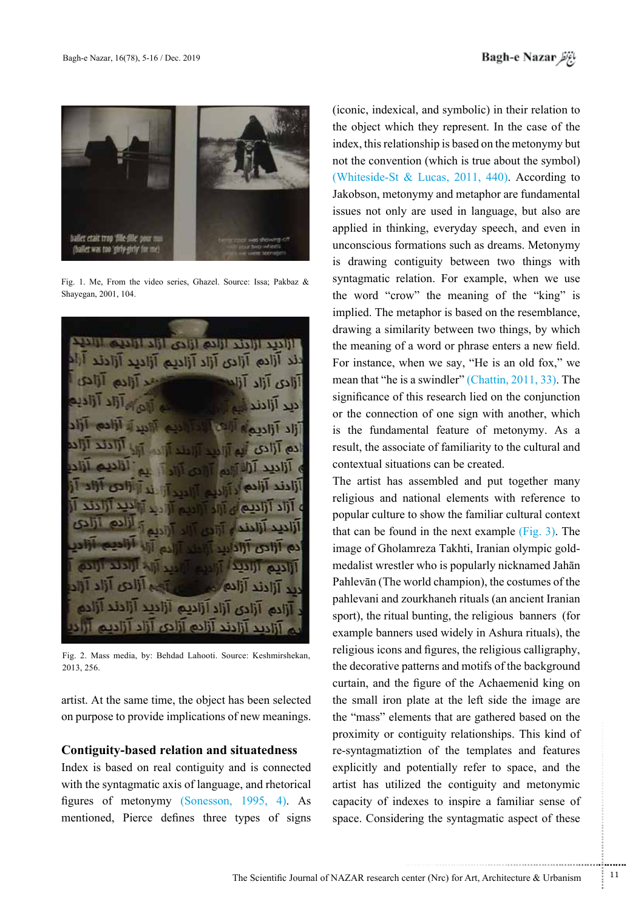Fig. 1. Me, From the video series, Ghazel. Source: Issa; Pakbaz & Shayegan, 2001, 104.

Fig. 2. Mass media, by: Behdad Lahooti. Source: Keshmirshekan, 2013, 256.

artist. At the same time, the object has been selected on purpose to provide implications of new meanings.

## Contiguity-based relation and situatedness

Index is based on real contiguity and is connected with the syntagmatic axis of language, and rhetorical figures of metonymy (Sonesson, 1995, 4). As mentioned, Pierce defines three types of signs (iconic, indexical, and symbolic) in their relation to the object which they represent. In the case of the index, this relationship is based on the metonymy but not the convention (which is true about the symbol) (Whiteside-St & Lucas, 2011, 440). According to Jakobson, metonymy and metaphor are fundamental issues not only are used in language, but also are applied in thinking, everyday speech, and even in unconscious formations such as dreams. Metonymy is drawing contiguity between two things with syntagmatic relation. For example, when we use the word "crow" the meaning of the "king" is implied. The metaphor is based on the resemblance, drawing a similarity between two things, by which the meaning of a word or phrase enters a new field. For instance, when we say, "He is an old fox," we mean that "he is a swindler" (Chattin, 2011, 33). The significance of this research lied on the conjunction or the connection of one sign with another, which is the fundamental feature of metonymy. As a result, the associate of familiarity to the cultural and contextual situations can be created.

The artist has assembled and put together many religious and national elements with reference to popular culture to show the familiar cultural context that can be found in the next example (Fig. 3). The image of Gholamreza Takhti, Iranian olympic gold-medalist wrestler who is popularly nicknamed Jahān Pahlevān (The world champion), the costumes of the pahlevani and zourkhaneh rituals (an ancient Iranian sport), the ritual bunting, the religious banners (for example banners used widely in Ashura rituals), the religious icons and figures, the religious calligraphy, the decorative patterns and motifs of the background curtain, and the figure of the Achaemenid king on the small iron plate at the left side the image are the "mass" elements that are gathered based on the proximity or contiguity relationships. This kind of re-syntagmatiztion of the templates and features explicitly and potentially refer to space, and the artist has utilized the contiguity and metonymic capacity of indexes to inspire a familiar sense of space. Considering the syntagmatic aspect of these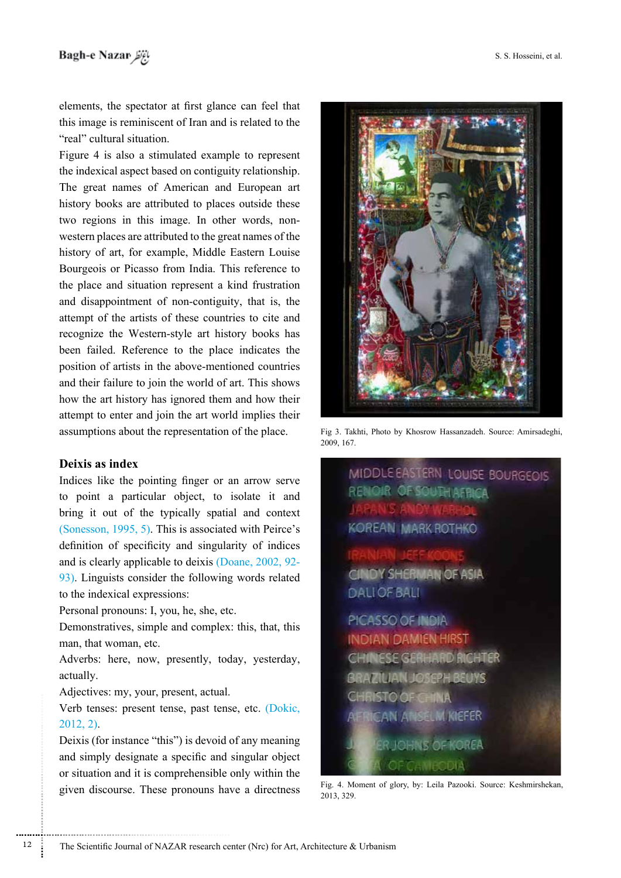elements, the spectator at first glance can feel that this image is reminiscent of Iran and is related to the "real" cultural situation.

Figure 4 is also a stimulated example to represent the indexical aspect based on contiguity relationship. The great names of American and European art history books are attributed to places outside these two regions in this image. In other words, non-western places are attributed to the great names of the history of art, for example, Middle Eastern Louise Bourgeois or Picasso from India. This reference to the place and situation represent a kind frustration and disappointment of non-contiguity, that is, the attempt of the artists of these countries to cite and recognize the Western-style art history books has been failed. Reference to the place indicates the position of artists in the above-mentioned countries and their failure to join the world of art. This shows how the art history has ignored them and how their attempt to enter and join the art world implies their assumptions about the representation of the place.

Fig 3. Takhti, Photo by Khosrow Hassanzadeh. Source: Amirsadeghi, 2009, 167.

Fig. 4. Moment of glory, by: Leila Pazooki. Source: Keshmirshekan, 2013, 329.

## Deixis as index

Indices like the pointing finger or an arrow serve to point a particular object, to isolate it and bring it out of the typically spatial and context (Sonesson, 1995, 5). This is associated with Peirce's definition of specificity and singularity of indices and is clearly applicable to deixis (Doane, 2002, 92-93). Linguists consider the following words related to the indexical expressions:

Personal pronouns: I, you, he, she, etc.

Demonstratives, simple and complex: this, that, this man, that woman, etc.

Adverbs: here, now, presently, today, yesterday, actually.

Adjectives: my, your, present, actual.

Verb tenses: present tense, past tense, etc. (Dokic, 2012, 2).

Deixis (for instance "this") is devoid of any meaning and simply designate a specific and singular object or situation and it is comprehensible only within the given discourse. These pronouns have a directness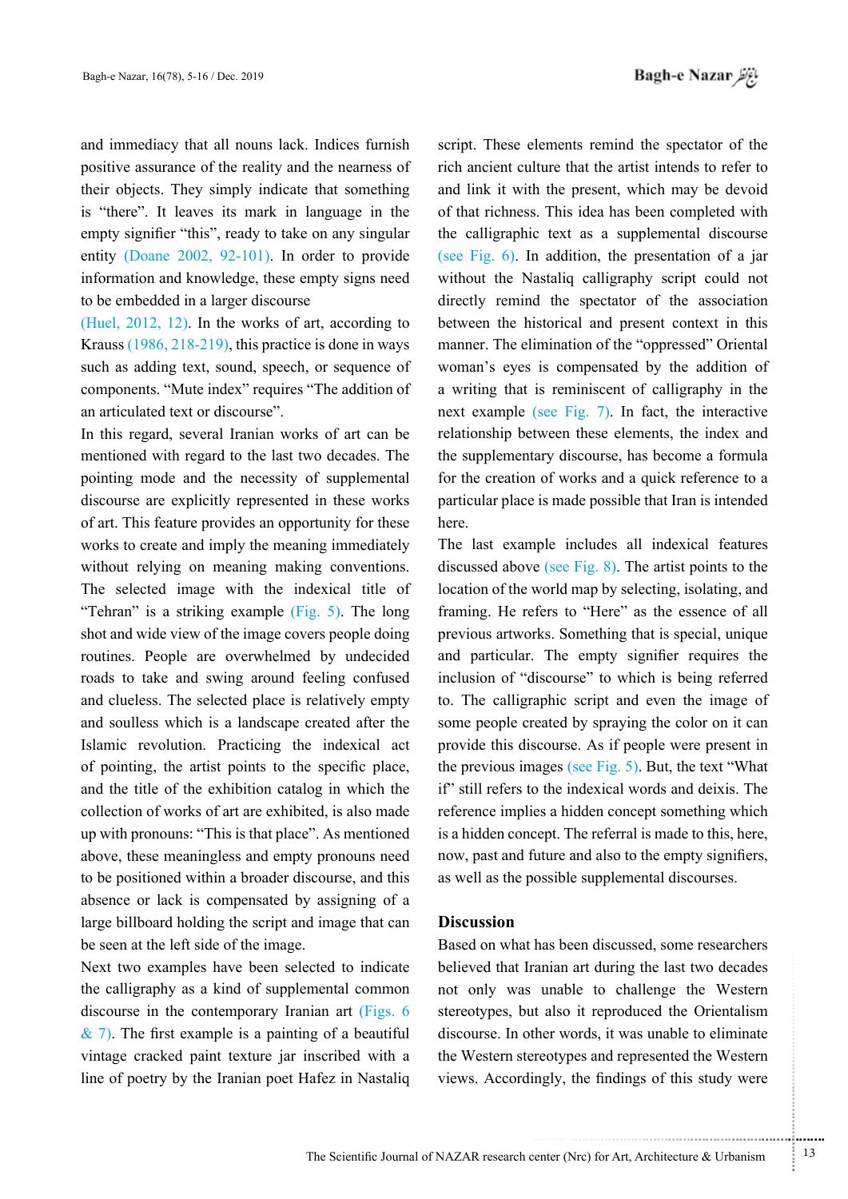and immediacy that all nouns lack. Indices furnish positive assurance of the reality and the nearness of their objects. They simply indicate that something is "there". It leaves its mark in language in the empty signifier "this", ready to take on any singular entity (Doane 2002, 92-101). In order to provide information and knowledge, these empty signs need to be embedded in a larger discourse (Huel, 2012, 12). In the works of art, according to Krauss (1986, 218-219), this practice is done in ways such as adding text, sound, speech, or sequence of components. "Mute index" requires "The addition of an articulated text or discourse".

In this regard, several Iranian works of art can be mentioned with regard to the last two decades. The pointing mode and the necessity of supplemental discourse are explicitly represented in these works of art. This feature provides an opportunity for these works to create and imply the meaning immediately without relying on meaning making conventions. The selected image with the indexical title of "Tehran" is a striking example (Fig. 5). The long shot and wide view of the image covers people doing routines. People are overwhelmed by undecided roads to take and swing around feeling confused and clueless. The selected place is relatively empty and soulless which is a landscape created after the Islamic revolution. Practicing the indexical act of pointing, the artist points to the specific place, and the title of the exhibition catalog in which the collection of works of art are exhibited, is also made up with pronouns: "This is that place". As mentioned above, these meaningless and empty pronouns need to be positioned within a broader discourse, and this absence or lack is compensated by assigning of a large billboard holding the script and image that can be seen at the left side of the image.

Next two examples have been selected to indicate the calligraphy as a kind of supplemental common discourse in the contemporary Iranian art (Figs. 6 & 7). The first example is a painting of a beautiful vintage cracked paint texture jar inscribed with a line of poetry by the Iranian poet Hafez in Nastaliq script. These elements remind the spectator of the rich ancient culture that the artist intends to refer to and link it with the present, which may be devoid of that richness. This idea has been completed with the calligraphic text as a supplemental discourse (see Fig. 6). In addition, the presentation of a jar without the Nastaliq calligraphy script could not directly remind the spectator of the association between the historical and present context in this manner. The elimination of the "oppressed" Oriental woman's eyes is compensated by the addition of a writing that is reminiscent of calligraphy in the next example (see Fig. 7). In fact, the interactive relationship between these elements, the index and the supplementary discourse, has become a formula for the creation of works and a quick reference to a particular place is made possible that Iran is intended here.

The last example includes all indexical features discussed above (see Fig. 8). The artist points to the location of the world map by selecting, isolating, and framing. He refers to "Here" as the essence of all previous artworks. Something that is special, unique and particular. The empty signifier requires the inclusion of "discourse" to which is being referred to. The calligraphic script and even the image of some people created by spraying the color on it can provide this discourse. As if people were present in the previous images (see Fig. 5). But, the text "What if" still refers to the indexical words and deixis. The reference implies a hidden concept something which is a hidden concept. The referral is made to this, here, now, past and future and also to the empty signifiers, as well as the possible supplemental discourses.

## Discussion

Based on what has been discussed, some researchers believed that Iranian art during the last two decades not only was unable to challenge the Western stereotypes, but also it reproduced the Orientalism discourse. In other words, it was unable to eliminate the Western stereotypes and represented the Western views. Accordingly, the findings of this study were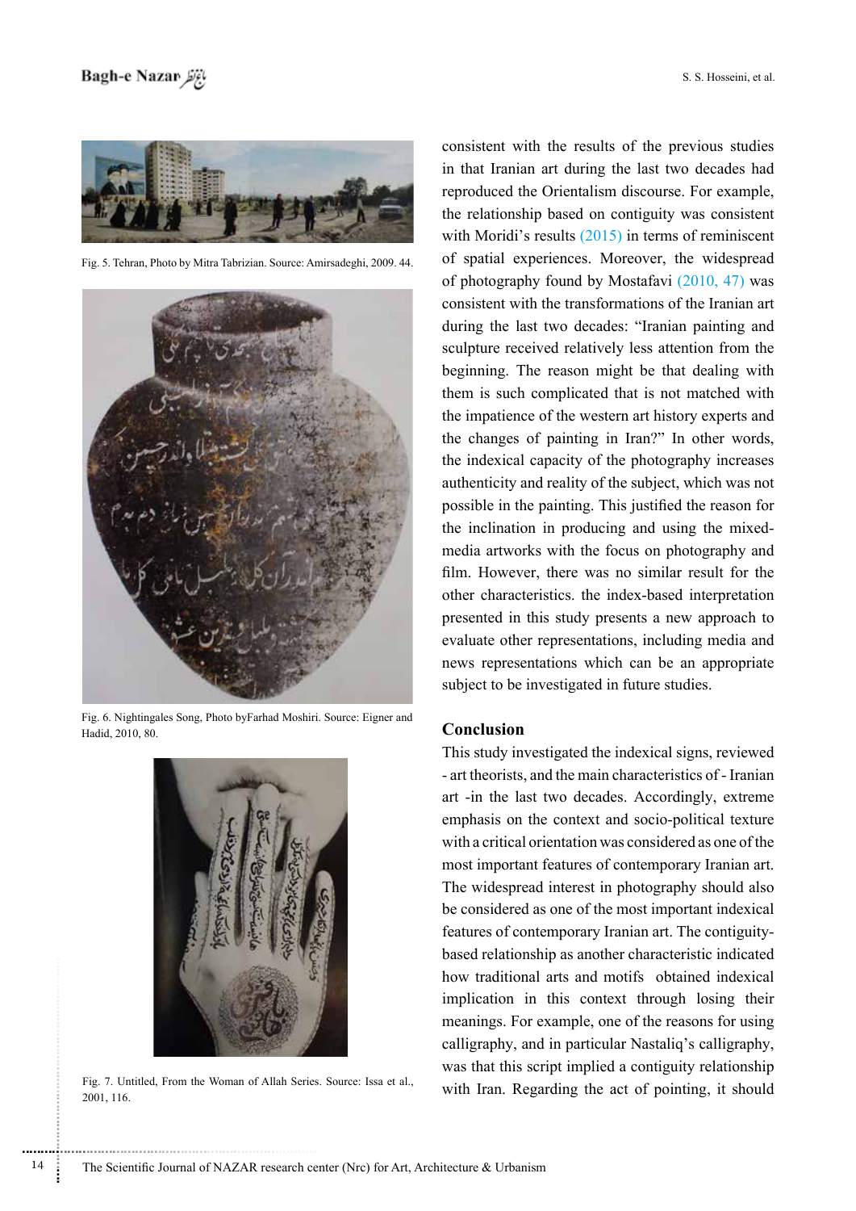Fig. 5. Tehran, Photo by Mitra Tabrizian. Source: Amirsadeghi, 2009. 44.

Fig. 6. Nightingales Song, Photo byFarhad Moshiri. Source: Eigner and Hadid, 2010, 80.

Fig. 7. Untitled, From the Woman of Allah Series. Source: Issa et al., 2001, 116.

consistent with the results of the previous studies in that Iranian art during the last two decades had reproduced the Orientalism discourse. For example, the relationship based on contiguity was consistent with Moridi's results (2015) in terms of reminiscent of spatial experiences. Moreover, the widespread of photography found by Mostafavi (2010, 47) was consistent with the transformations of the Iranian art during the last two decades: "Iranian painting and sculpture received relatively less attention from the beginning. The reason might be that dealing with them is such complicated that is not matched with the impatience of the western art history experts and the changes of painting in Iran?" In other words, the indexical capacity of the photography increases authenticity and reality of the subject, which was not possible in the painting. This justified the reason for the inclination in producing and using the mixed-media artworks with the focus on photography and film. However, there was no similar result for the other characteristics. the index-based interpretation presented in this study presents a new approach to evaluate other representations, including media and news representations which can be an appropriate subject to be investigated in future studies.

## Conclusion

This study investigated the indexical signs, reviewed - art theorists, and the main characteristics of - Iranian art -in the last two decades. Accordingly, extreme emphasis on the context and socio-political texture with a critical orientation was considered as one of the most important features of contemporary Iranian art. The widespread interest in photography should also be considered as one of the most important indexical features of contemporary Iranian art. The contiguity-based relationship as another characteristic indicated how traditional arts and motifs obtained indexical implication in this context through losing their meanings. For example, one of the reasons for using calligraphy, and in particular Nastaliq's calligraphy, was that this script implied a contiguity relationship with Iran. Regarding the act of pointing, it should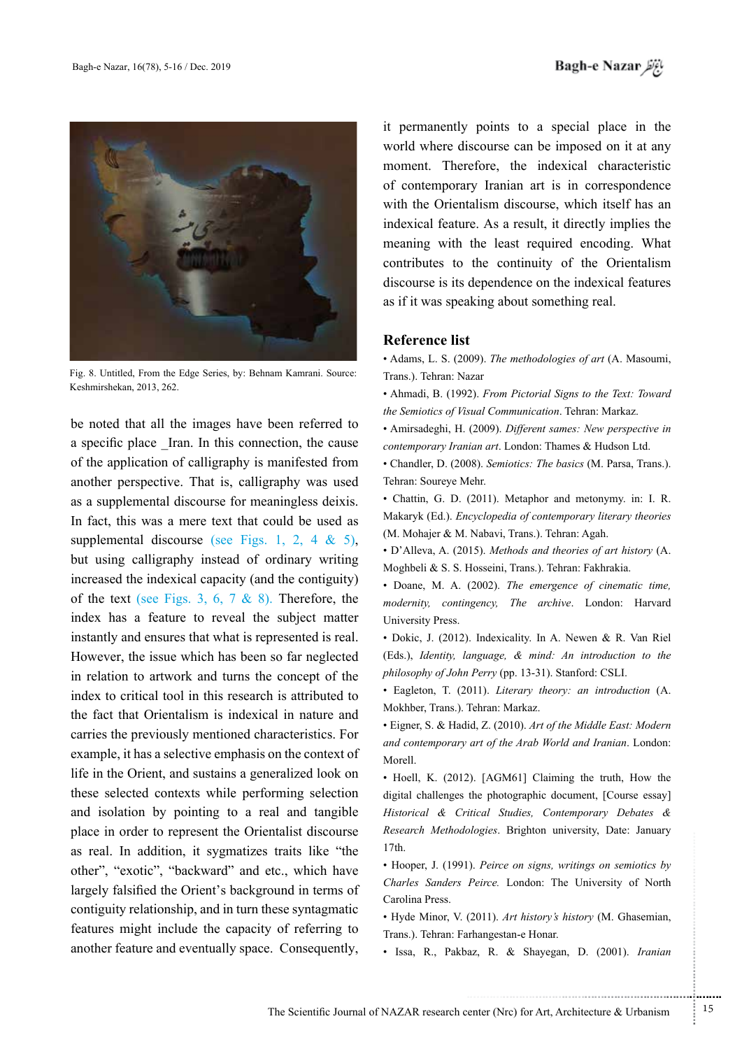Fig. 8. Untitled, From the Edge Series, by: Behnam Kamrani. Source: Keshmirshekan, 2013, 262.

be noted that all the images have been referred to a specific place _Iran. In this connection, the cause of the application of calligraphy is manifested from another perspective. That is, calligraphy was used as a supplemental discourse for meaningless deixis. In fact, this was a mere text that could be used as supplemental discourse (see Figs. 1, 2, 4 & 5), but using calligraphy instead of ordinary writing increased the indexical capacity (and the contiguity) of the text (see Figs. 3, 6, 7 & 8). Therefore, the index has a feature to reveal the subject matter instantly and ensures that what is represented is real. However, the issue which has been so far neglected in relation to artwork and turns the concept of the index to critical tool in this research is attributed to the fact that Orientalism is indexical in nature and carries the previously mentioned characteristics. For example, it has a selective emphasis on the context of life in the Orient, and sustains a generalized look on these selected contexts while performing selection and isolation by pointing to a real and tangible place in order to represent the Orientalist discourse as real. In addition, it sygmatizes traits like "the other", "exotic", "backward" and etc., which have largely falsified the Orient's background in terms of contiguity relationship, and in turn these syntagmatic features might include the capacity of referring to another feature and eventually space. Consequently, it permanently points to a special place in the world where discourse can be imposed on it at any moment. Therefore, the indexical characteristic of contemporary Iranian art is in correspondence with the Orientalism discourse, which itself has an indexical feature. As a result, it directly implies the meaning with the least required encoding. What contributes to the continuity of the Orientalism discourse is its dependence on the indexical features as if it was speaking about something real.

## Reference list

- Adams, L. S. (2009). *The methodologies of art* (A. Masoumi, Trans.). Tehran: Nazar
- Ahmadi, B. (1992). *From Pictorial Signs to the Text: Toward the Semiotics of Visual Communication*. Tehran: Markaz.
- Amirsadeghi, H. (2009). *Different sames: New perspective in contemporary Iranian art*. London: Thames & Hudson Ltd.
- Chandler, D. (2008). *Semiotics: The basics* (M. Parsa, Trans.). Tehran: Soureye Mehr.
- Chattin, G. D. (2011). Metaphor and metonymy. in: I. R. Makaryk (Ed.). *Encyclopedia of contemporary literary theories* (M. Mohajer & M. Nabavi, Trans.). Tehran: Agah.
- D'Alleva, A. (2015). *Methods and theories of art history* (A. Moghbeli & S. S. Hosseini, Trans.). Tehran: Fakhrakia.
- Doane, M. A. (2002). *The emergence of cinematic time, modernity, contingency, The archive*. London: Harvard University Press.
- Dokic, J. (2012). Indexicality. In A. Newen & R. Van Riel (Eds.), *Identity, language, & mind: An introduction to the philosophy of John Perry* (pp. 13-31). Stanford: CSLI.
- Eagleton, T. (2011). *Literary theory: an introduction* (A. Mokhber, Trans.). Tehran: Markaz.
- Eigner, S. & Hadid, Z. (2010). *Art of the Middle East: Modern and contemporary art of the Arab World and Iranian*. London: Morell.
- Hoell, K. (2012). [AGM61] Claiming the truth, How the digital challenges the photographic document, [Course essay] *Historical & Critical Studies, Contemporary Debates & Research Methodologies*. Brighton university, Date: January 17th.
- Hooper, J. (1991). *Peirce on signs, writings on semiotics by Charles Sanders Peirce.* London: The University of North Carolina Press.
- Hyde Minor, V. (2011). *Art history's history* (M. Ghasemian, Trans.). Tehran: Farhangestan-e Honar.
- Issa, R., Pakbaz, R. & Shayegan, D. (2001). *Iranian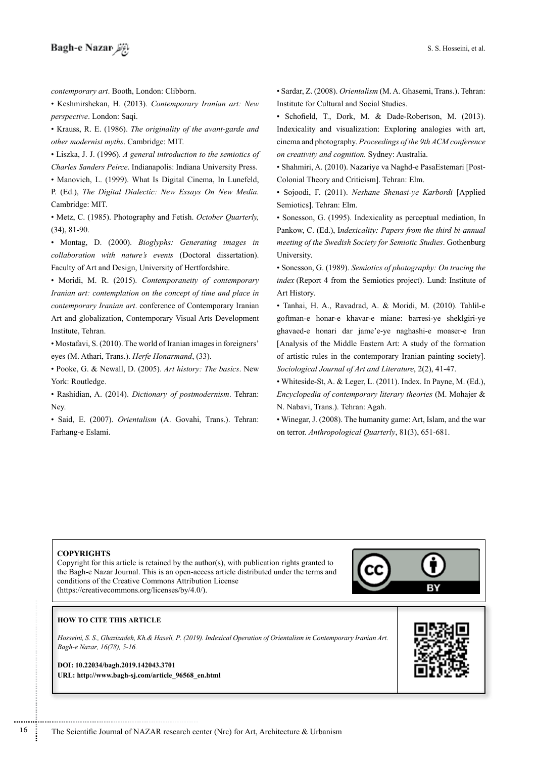*contemporary art*. Booth, London: Clibborn.

• Keshmirshekan, H. (2013). *Contemporary Iranian art: New perspective*. London: Saqi.

• Krauss, R. E. (1986). *The originality of the avant-garde and other modernist myths*. Cambridge: MIT.

• Liszka, J. J. (1996). *A general introduction to the semiotics of Charles Sanders Peirce*. Indianapolis: Indiana University Press.

• Manovich, L. (1999). What Is Digital Cinema, In Lunefeld, P. (Ed.), *The Digital Dialectic: New Essays On New Media.* Cambridge: MIT.

• Metz, C. (1985). Photography and Fetish. *October Quarterly,* (34), 81-90.

• Montag, D. (2000). *Bioglyphs: Generating images in collaboration with nature's events* (Doctoral dissertation). Faculty of Art and Design, University of Hertfordshire.

• Moridi, M. R. (2015). *Contemporaneity of contemporary Iranian art: contemplation on the concept of time and place in contemporary Iranian art*. conference of Contemporary Iranian Art and globalization, Contemporary Visual Arts Development Institute, Tehran.

• Mostafavi, S. (2010). The world of Iranian images in foreigners' eyes (M. Athari, Trans.). *Herfe Honarmand*, (33).

• Pooke, G. & Newall, D. (2005). *Art history: The basics*. New York: Routledge.

• Rashidian, A. (2014). *Dictionary of postmodernism*. Tehran: Ney.

• Said, E. (2007). *Orientalism* (A. Govahi, Trans.). Tehran: Farhang-e Eslami.

• Sardar, Z. (2008). *Orientalism* (M. A. Ghasemi, Trans.). Tehran: Institute for Cultural and Social Studies.

• Schofield, T., Dork, M. & Dade-Robertson, M. (2013). Indexicality and visualization: Exploring analogies with art, cinema and photography. *Proceedings of the 9th ACM conference on creativity and cognition.* Sydney: Australia.

• Shahmiri, A. (2010). Nazariye va Naghd-e PasaEstemari [Post-Colonial Theory and Criticism]. Tehran: Elm.

• Sojoodi, F. (2011). *Neshane Shenasi-ye Karbordi* [Applied Semiotics]. Tehran: Elm.

• Sonesson, G. (1995). Indexicality as perceptual mediation, In Pankow, C. (Ed.), I*ndexicality: Papers from the third bi-annual meeting of the Swedish Society for Semiotic Studies*. Gothenburg University.

• Sonesson, G. (1989). *Semiotics of photography: On tracing the index* (Report 4 from the Semiotics project). Lund: Institute of Art History.

• Tanhai, H. A., Ravadrad, A. & Moridi, M. (2010). Tahlil-e goftman-e honar-e khavar-e miane: barresi-ye sheklgiri-ye ghavaed-e honari dar jame'e-ye naghashi-e moaser-e Iran [Analysis of the Middle Eastern Art: A study of the formation of artistic rules in the contemporary Iranian painting society]. *Sociological Journal of Art and Literature*, 2(2), 41-47.

• Whiteside-St, A. & Leger, L. (2011). Index. In Payne, M. (Ed.), *Encyclopedia of contemporary literary theories* (M. Mohajer & N. Nabavi, Trans.). Tehran: Agah.

• Winegar, J. (2008). The humanity game: Art, Islam, and the war on terror. *Anthropological Quarterly*, 81(3), 651-681.

**COPYRIGHTS**

Copyright for this article is retained by the author(s), with publication rights granted to the Bagh-e Nazar Journal. This is an open-access article distributed under the terms and conditions of the Creative Commons Attribution License (https://creativecommons.org/licenses/by/4.0/).

**HOW TO CITE THIS ARTICLE**

*Hosseini, S. S., Ghazizadeh, Kh.& Haseli, P. (2019). Indexical Operation of Orientalism in Contemporary Iranian Art. Bagh-e Nazar, 16(78), 5-16.*

**DOI: 10.22034/bagh.2019.142043.3701**

**URL: http://www.bagh-sj.com/article_96568_en.html**